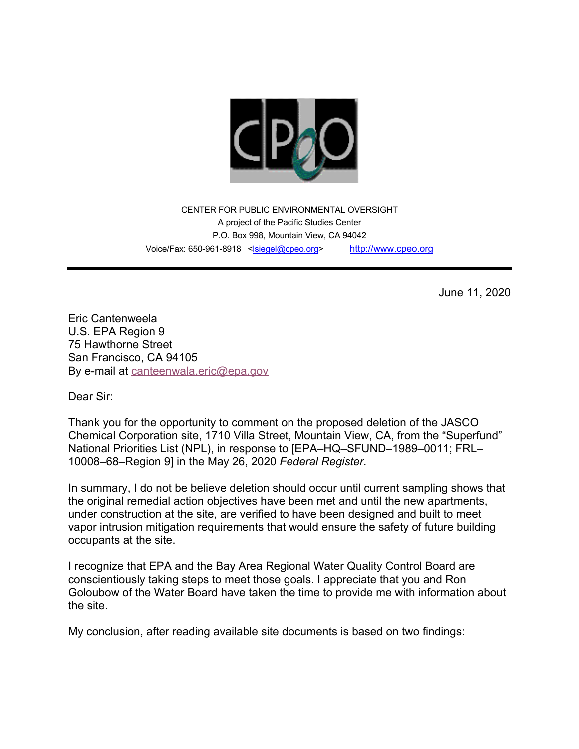CPEO

CENTER FOR PUBLIC ENVIRONMENTAL OVERSIGHT
A project of the Pacific Studies Center
P.O. Box 998, Mountain View, CA 94042
Voice/Fax: 650-961-8918 <lsiegel@cpeo.org> http://www.cpeo.org

---

June 11, 2020

Eric Cantenweela
U.S. EPA Region 9
75 Hawthorne Street
San Francisco, CA 94105
By e-mail at canteenwala.eric@epa.gov

Dear Sir:

Thank you for the opportunity to comment on the proposed deletion of the JASCO Chemical Corporation site, 1710 Villa Street, Mountain View, CA, from the "Superfund" National Priorities List (NPL), in response to [EPA–HQ–SFUND–1989–0011; FRL–10008–68–Region 9] in the May 26, 2020 *Federal Register*.

In summary, I do not be believe deletion should occur until current sampling shows that the original remedial action objectives have been met and until the new apartments, under construction at the site, are verified to have been designed and built to meet vapor intrusion mitigation requirements that would ensure the safety of future building occupants at the site.

I recognize that EPA and the Bay Area Regional Water Quality Control Board are conscientiously taking steps to meet those goals. I appreciate that you and Ron Goloubow of the Water Board have taken the time to provide me with information about the site.

My conclusion, after reading available site documents is based on two findings: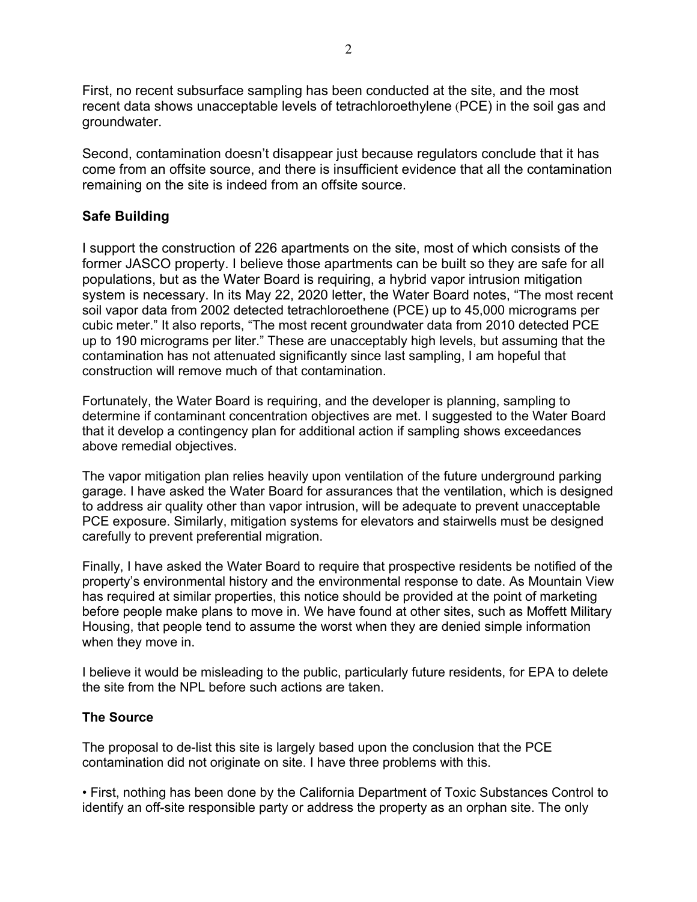First, no recent subsurface sampling has been conducted at the site, and the most recent data shows unacceptable levels of tetrachloroethylene (PCE) in the soil gas and groundwater.

Second, contamination doesn't disappear just because regulators conclude that it has come from an offsite source, and there is insufficient evidence that all the contamination remaining on the site is indeed from an offsite source.

**Safe Building**

I support the construction of 226 apartments on the site, most of which consists of the former JASCO property. I believe those apartments can be built so they are safe for all populations, but as the Water Board is requiring, a hybrid vapor intrusion mitigation system is necessary. In its May 22, 2020 letter, the Water Board notes, "The most recent soil vapor data from 2002 detected tetrachloroethene (PCE) up to 45,000 micrograms per cubic meter." It also reports, "The most recent groundwater data from 2010 detected PCE up to 190 micrograms per liter." These are unacceptably high levels, but assuming that the contamination has not attenuated significantly since last sampling, I am hopeful that construction will remove much of that contamination.

Fortunately, the Water Board is requiring, and the developer is planning, sampling to determine if contaminant concentration objectives are met. I suggested to the Water Board that it develop a contingency plan for additional action if sampling shows exceedances above remedial objectives.

The vapor mitigation plan relies heavily upon ventilation of the future underground parking garage. I have asked the Water Board for assurances that the ventilation, which is designed to address air quality other than vapor intrusion, will be adequate to prevent unacceptable PCE exposure. Similarly, mitigation systems for elevators and stairwells must be designed carefully to prevent preferential migration.

Finally, I have asked the Water Board to require that prospective residents be notified of the property's environmental history and the environmental response to date. As Mountain View has required at similar properties, this notice should be provided at the point of marketing before people make plans to move in. We have found at other sites, such as Moffett Military Housing, that people tend to assume the worst when they are denied simple information when they move in.

I believe it would be misleading to the public, particularly future residents, for EPA to delete the site from the NPL before such actions are taken.

**The Source**

The proposal to de-list this site is largely based upon the conclusion that the PCE contamination did not originate on site. I have three problems with this.

- First, nothing has been done by the California Department of Toxic Substances Control to identify an off-site responsible party or address the property as an orphan site. The only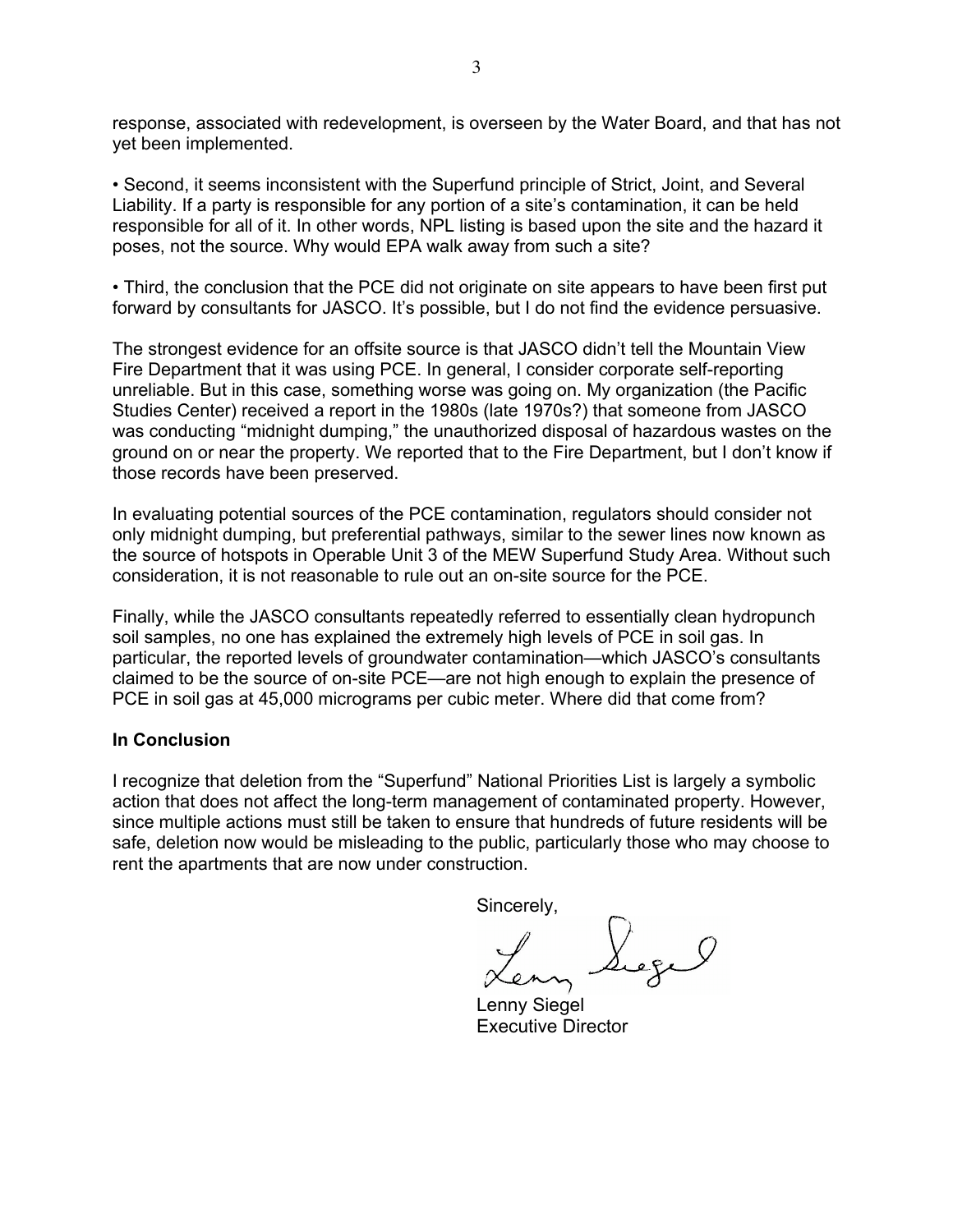response, associated with redevelopment, is overseen by the Water Board, and that has not yet been implemented.

• Second, it seems inconsistent with the Superfund principle of Strict, Joint, and Several Liability. If a party is responsible for any portion of a site's contamination, it can be held responsible for all of it. In other words, NPL listing is based upon the site and the hazard it poses, not the source. Why would EPA walk away from such a site?

• Third, the conclusion that the PCE did not originate on site appears to have been first put forward by consultants for JASCO. It's possible, but I do not find the evidence persuasive.

The strongest evidence for an offsite source is that JASCO didn't tell the Mountain View Fire Department that it was using PCE. In general, I consider corporate self-reporting unreliable. But in this case, something worse was going on. My organization (the Pacific Studies Center) received a report in the 1980s (late 1970s?) that someone from JASCO was conducting "midnight dumping," the unauthorized disposal of hazardous wastes on the ground on or near the property. We reported that to the Fire Department, but I don't know if those records have been preserved.

In evaluating potential sources of the PCE contamination, regulators should consider not only midnight dumping, but preferential pathways, similar to the sewer lines now known as the source of hotspots in Operable Unit 3 of the MEW Superfund Study Area. Without such consideration, it is not reasonable to rule out an on-site source for the PCE.

Finally, while the JASCO consultants repeatedly referred to essentially clean hydropunch soil samples, no one has explained the extremely high levels of PCE in soil gas. In particular, the reported levels of groundwater contamination—which JASCO's consultants claimed to be the source of on-site PCE—are not high enough to explain the presence of PCE in soil gas at 45,000 micrograms per cubic meter. Where did that come from?

**In Conclusion**

I recognize that deletion from the "Superfund" National Priorities List is largely a symbolic action that does not affect the long-term management of contaminated property. However, since multiple actions must still be taken to ensure that hundreds of future residents will be safe, deletion now would be misleading to the public, particularly those who may choose to rent the apartments that are now under construction.

Sincerely,

Lenny Siegel

Lenny Siegel
Executive Director